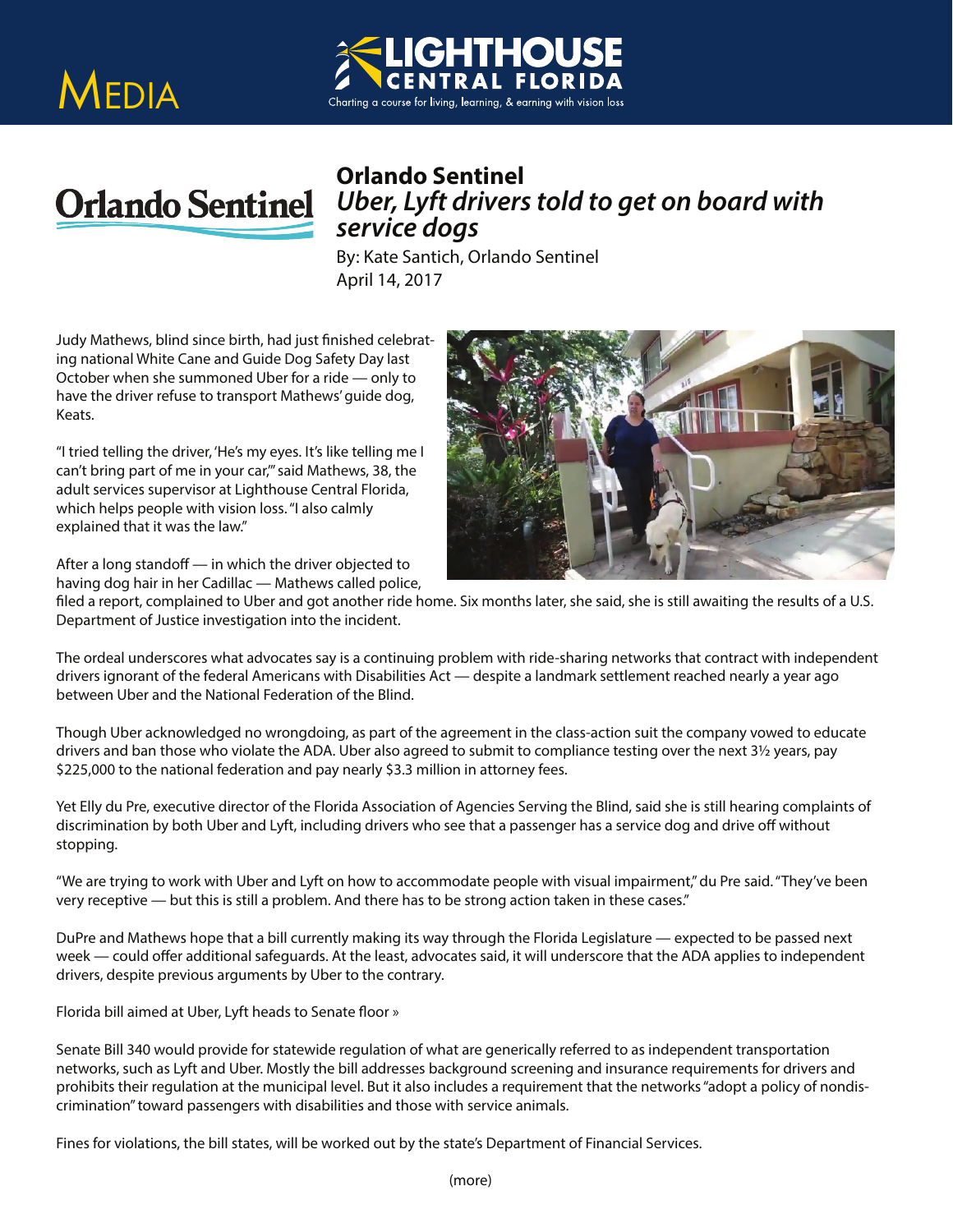# MEDIA

**LIGHTHOUSE CENTRAL FLORIDA**

Charting a course for living, learning, & earning with vision loss

## Orlando Sentinel

### *Uber, Lyft drivers told to get on board with service dogs*

By: Kate Santich, Orlando Sentinel
April 14, 2017

Judy Mathews, blind since birth, had just finished celebrating national White Cane and Guide Dog Safety Day last October when she summoned Uber for a ride — only to have the driver refuse to transport Mathews' guide dog, Keats.

"I tried telling the driver, 'He's my eyes. It's like telling me I can't bring part of me in your car,'" said Mathews, 38, the adult services supervisor at Lighthouse Central Florida, which helps people with vision loss. "I also calmly explained that it was the law."

After a long standoff — in which the driver objected to having dog hair in her Cadillac — Mathews called police, filed a report, complained to Uber and got another ride home. Six months later, she said, she is still awaiting the results of a U.S. Department of Justice investigation into the incident.

The ordeal underscores what advocates say is a continuing problem with ride-sharing networks that contract with independent drivers ignorant of the federal Americans with Disabilities Act — despite a landmark settlement reached nearly a year ago between Uber and the National Federation of the Blind.

Though Uber acknowledged no wrongdoing, as part of the agreement in the class-action suit the company vowed to educate drivers and ban those who violate the ADA. Uber also agreed to submit to compliance testing over the next 3½ years, pay $225,000 to the national federation and pay nearly $3.3 million in attorney fees.

Yet Elly du Pre, executive director of the Florida Association of Agencies Serving the Blind, said she is still hearing complaints of discrimination by both Uber and Lyft, including drivers who see that a passenger has a service dog and drive off without stopping.

"We are trying to work with Uber and Lyft on how to accommodate people with visual impairment," du Pre said. "They've been very receptive — but this is still a problem. And there has to be strong action taken in these cases."

DuPre and Mathews hope that a bill currently making its way through the Florida Legislature — expected to be passed next week — could offer additional safeguards. At the least, advocates said, it will underscore that the ADA applies to independent drivers, despite previous arguments by Uber to the contrary.

Florida bill aimed at Uber, Lyft heads to Senate floor »

Senate Bill 340 would provide for statewide regulation of what are generically referred to as independent transportation networks, such as Lyft and Uber. Mostly the bill addresses background screening and insurance requirements for drivers and prohibits their regulation at the municipal level. But it also includes a requirement that the networks "adopt a policy of nondiscrimination" toward passengers with disabilities and those with service animals.

Fines for violations, the bill states, will be worked out by the state's Department of Financial Services.

(more)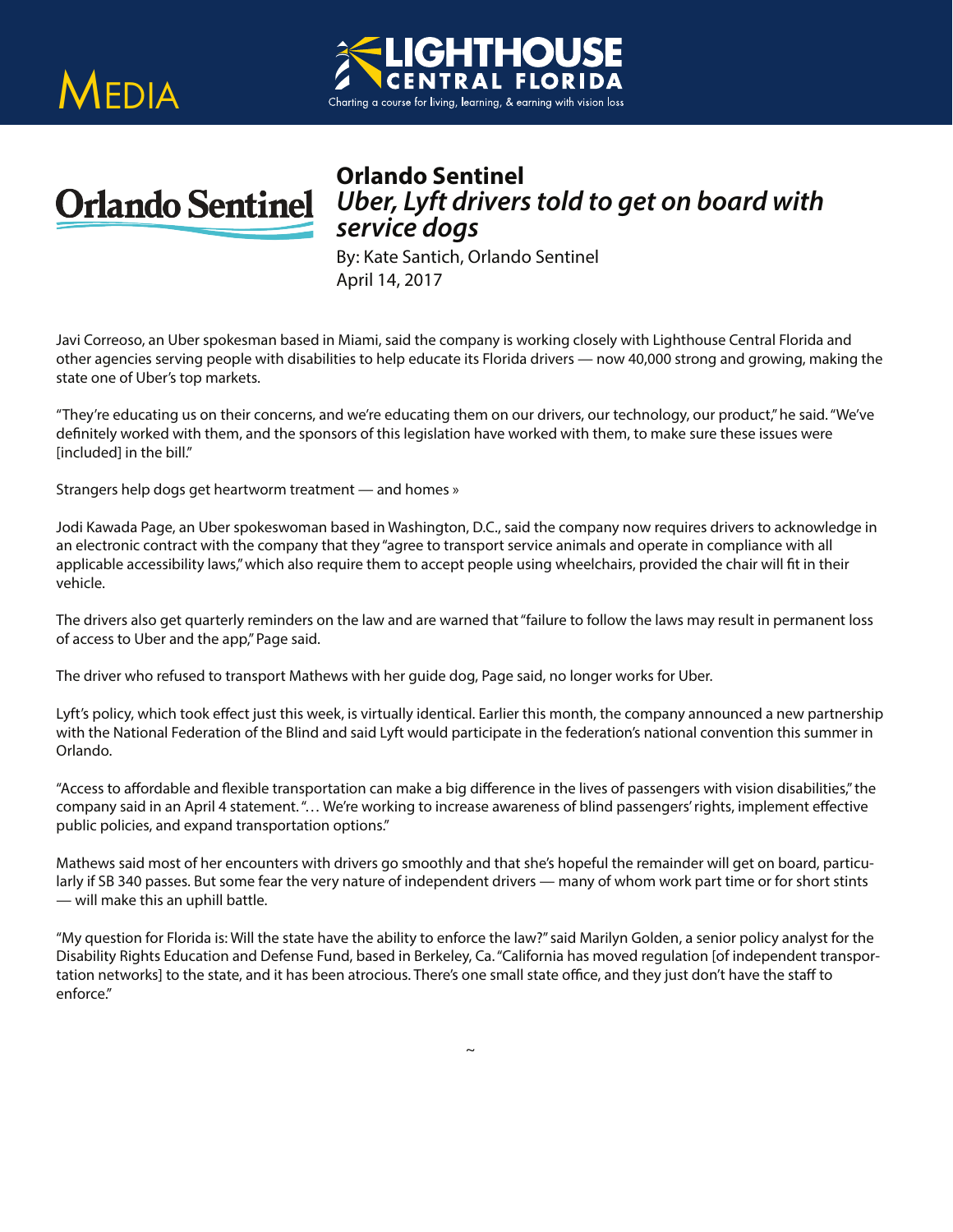**Orlando Sentinel**
***Uber, Lyft drivers told to get on board with service dogs***
By: Kate Santich, Orlando Sentinel
April 14, 2017

Javi Correoso, an Uber spokesman based in Miami, said the company is working closely with Lighthouse Central Florida and other agencies serving people with disabilities to help educate its Florida drivers — now 40,000 strong and growing, making the state one of Uber's top markets.

"They're educating us on their concerns, and we're educating them on our drivers, our technology, our product," he said. "We've definitely worked with them, and the sponsors of this legislation have worked with them, to make sure these issues were [included] in the bill."

Strangers help dogs get heartworm treatment — and homes »

Jodi Kawada Page, an Uber spokeswoman based in Washington, D.C., said the company now requires drivers to acknowledge in an electronic contract with the company that they "agree to transport service animals and operate in compliance with all applicable accessibility laws," which also require them to accept people using wheelchairs, provided the chair will fit in their vehicle.

The drivers also get quarterly reminders on the law and are warned that "failure to follow the laws may result in permanent loss of access to Uber and the app," Page said.

The driver who refused to transport Mathews with her guide dog, Page said, no longer works for Uber.

Lyft's policy, which took effect just this week, is virtually identical. Earlier this month, the company announced a new partnership with the National Federation of the Blind and said Lyft would participate in the federation's national convention this summer in Orlando.

"Access to affordable and flexible transportation can make a big difference in the lives of passengers with vision disabilities," the company said in an April 4 statement. "… We're working to increase awareness of blind passengers' rights, implement effective public policies, and expand transportation options."

Mathews said most of her encounters with drivers go smoothly and that she's hopeful the remainder will get on board, particularly if SB 340 passes. But some fear the very nature of independent drivers — many of whom work part time or for short stints — will make this an uphill battle.

"My question for Florida is: Will the state have the ability to enforce the law?" said Marilyn Golden, a senior policy analyst for the Disability Rights Education and Defense Fund, based in Berkeley, Ca. "California has moved regulation [of independent transportation networks] to the state, and it has been atrocious. There's one small state office, and they just don't have the staff to enforce."

~